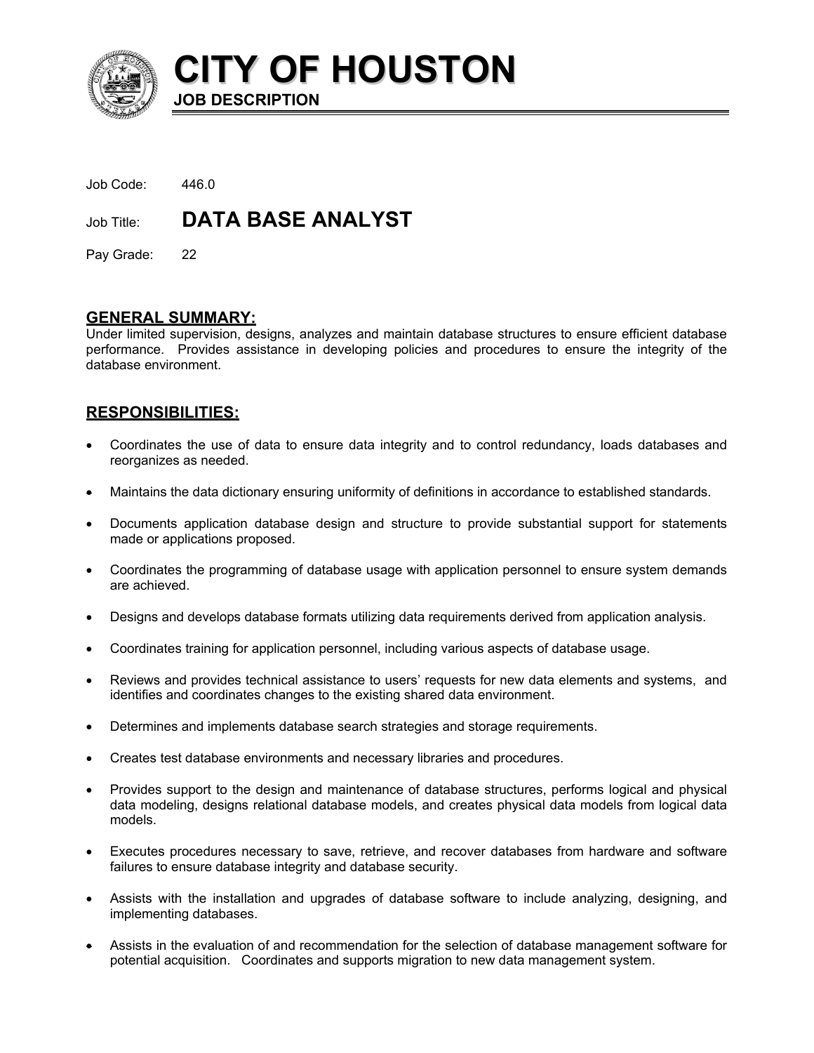# CITY OF HOUSTON

**JOB DESCRIPTION**

Job Code: 446.0

Job Title: **DATA BASE ANALYST**

Pay Grade: 22

## GENERAL SUMMARY:

Under limited supervision, designs, analyzes and maintain database structures to ensure efficient database performance. Provides assistance in developing policies and procedures to ensure the integrity of the database environment.

## RESPONSIBILITIES:

- Coordinates the use of data to ensure data integrity and to control redundancy, loads databases and reorganizes as needed.
- Maintains the data dictionary ensuring uniformity of definitions in accordance to established standards.
- Documents application database design and structure to provide substantial support for statements made or applications proposed.
- Coordinates the programming of database usage with application personnel to ensure system demands are achieved.
- Designs and develops database formats utilizing data requirements derived from application analysis.
- Coordinates training for application personnel, including various aspects of database usage.
- Reviews and provides technical assistance to users' requests for new data elements and systems, and identifies and coordinates changes to the existing shared data environment.
- Determines and implements database search strategies and storage requirements.
- Creates test database environments and necessary libraries and procedures.
- Provides support to the design and maintenance of database structures, performs logical and physical data modeling, designs relational database models, and creates physical data models from logical data models.
- Executes procedures necessary to save, retrieve, and recover databases from hardware and software failures to ensure database integrity and database security.
- Assists with the installation and upgrades of database software to include analyzing, designing, and implementing databases.
- Assists in the evaluation of and recommendation for the selection of database management software for potential acquisition. Coordinates and supports migration to new data management system.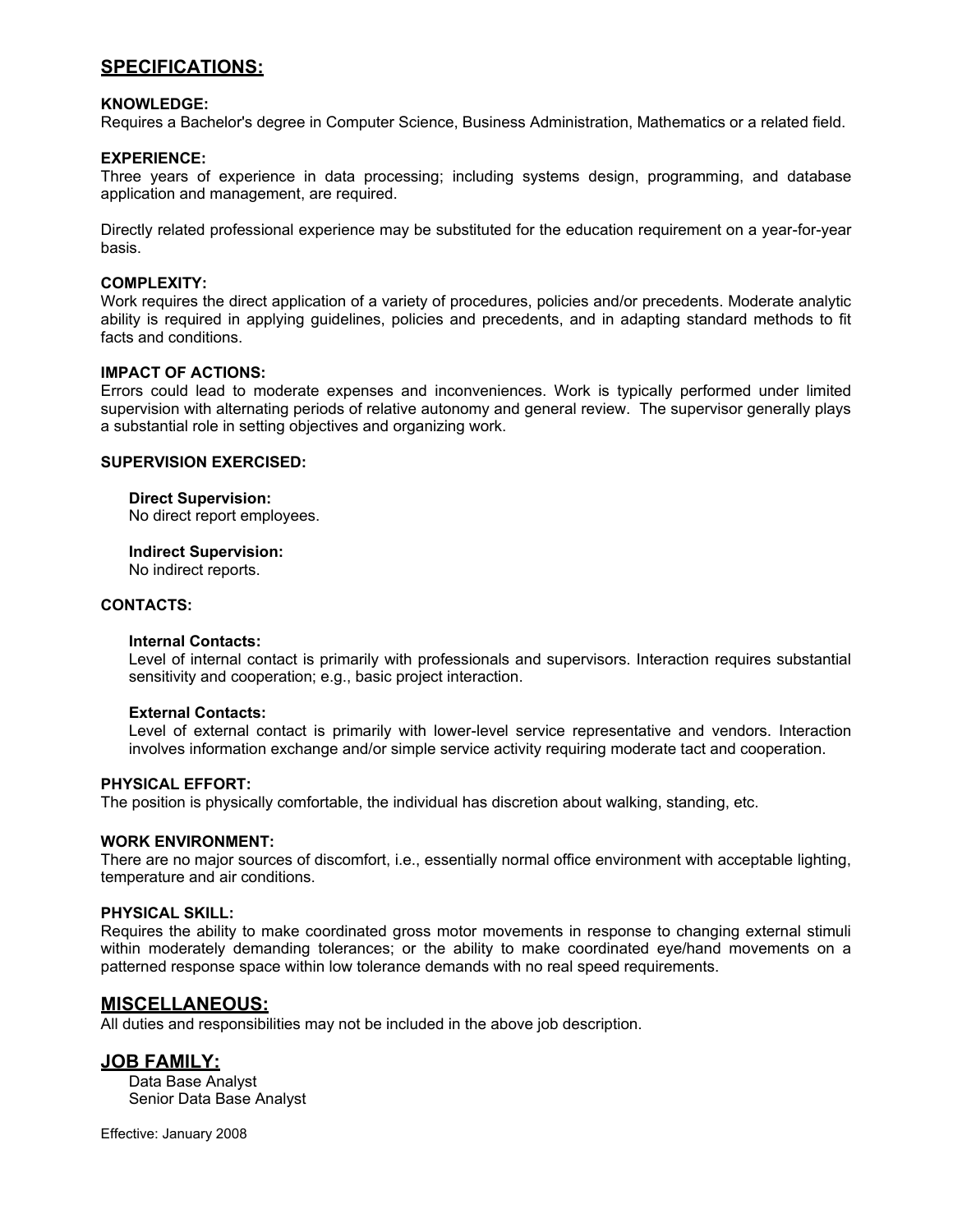## SPECIFICATIONS:

**KNOWLEDGE:**
Requires a Bachelor's degree in Computer Science, Business Administration, Mathematics or a related field.

**EXPERIENCE:**
Three years of experience in data processing; including systems design, programming, and database application and management, are required.

Directly related professional experience may be substituted for the education requirement on a year-for-year basis.

**COMPLEXITY:**
Work requires the direct application of a variety of procedures, policies and/or precedents. Moderate analytic ability is required in applying guidelines, policies and precedents, and in adapting standard methods to fit facts and conditions.

**IMPACT OF ACTIONS:**
Errors could lead to moderate expenses and inconveniences. Work is typically performed under limited supervision with alternating periods of relative autonomy and general review. The supervisor generally plays a substantial role in setting objectives and organizing work.

**SUPERVISION EXERCISED:**

**Direct Supervision:**
No direct report employees.

**Indirect Supervision:**
No indirect reports.

**CONTACTS:**

**Internal Contacts:**
Level of internal contact is primarily with professionals and supervisors. Interaction requires substantial sensitivity and cooperation; e.g., basic project interaction.

**External Contacts:**
Level of external contact is primarily with lower-level service representative and vendors. Interaction involves information exchange and/or simple service activity requiring moderate tact and cooperation.

**PHYSICAL EFFORT:**
The position is physically comfortable, the individual has discretion about walking, standing, etc.

**WORK ENVIRONMENT:**
There are no major sources of discomfort, i.e., essentially normal office environment with acceptable lighting, temperature and air conditions.

**PHYSICAL SKILL:**
Requires the ability to make coordinated gross motor movements in response to changing external stimuli within moderately demanding tolerances; or the ability to make coordinated eye/hand movements on a patterned response space within low tolerance demands with no real speed requirements.

## MISCELLANEOUS:

All duties and responsibilities may not be included in the above job description.

## JOB FAMILY:

Data Base Analyst
Senior Data Base Analyst

Effective: January 2008